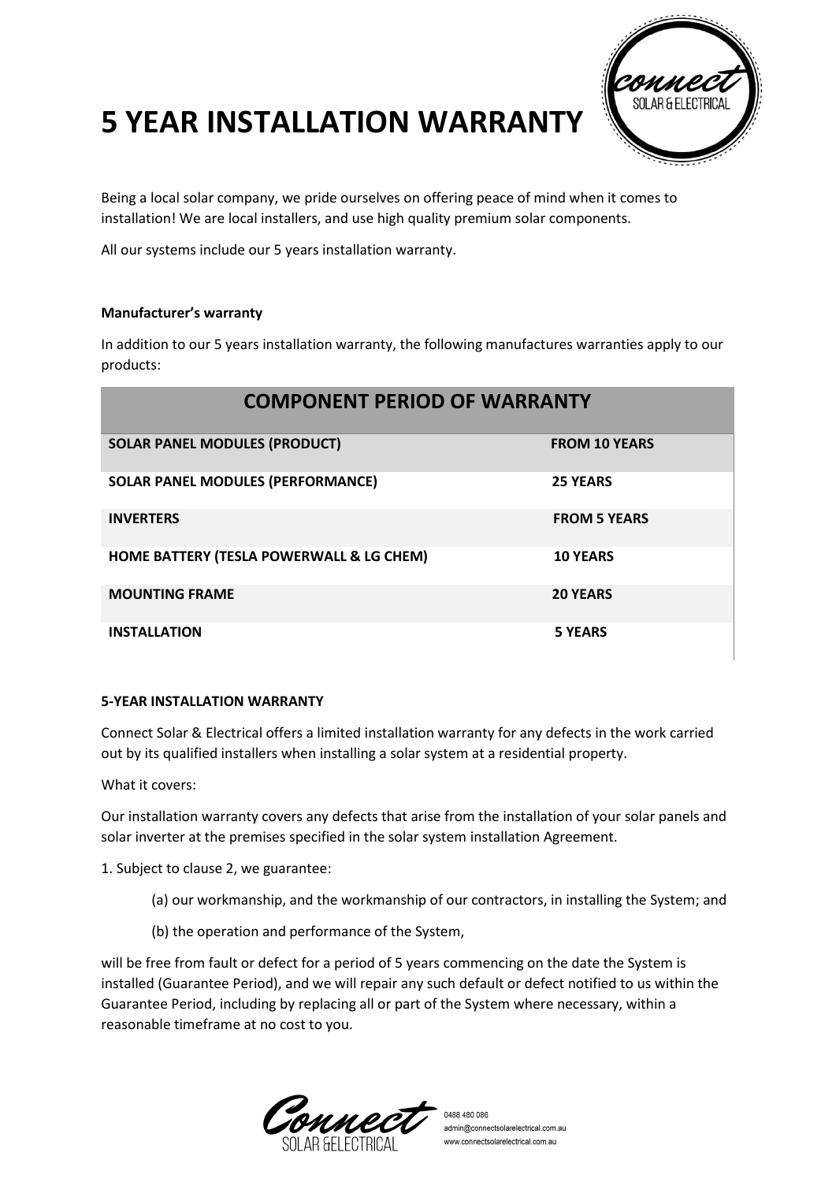# 5 YEAR INSTALLATION WARRANTY

Being a local solar company, we pride ourselves on offering peace of mind when it comes to installation! We are local installers, and use high quality premium solar components.

All our systems include our 5 years installation warranty.

**Manufacturer's warranty**

In addition to our 5 years installation warranty, the following manufactures warranties apply to our products:

| COMPONENT PERIOD OF WARRANTY | |
|---|---|
| **SOLAR PANEL MODULES (PRODUCT)** | **FROM 10 YEARS** |
| **SOLAR PANEL MODULES (PERFORMANCE)** | **25 YEARS** |
| **INVERTERS** | **FROM 5 YEARS** |
| **HOME BATTERY (TESLA POWERWALL & LG CHEM)** | **10 YEARS** |
| **MOUNTING FRAME** | **20 YEARS** |
| **INSTALLATION** | **5 YEARS** |

**5-YEAR INSTALLATION WARRANTY**

Connect Solar & Electrical offers a limited installation warranty for any defects in the work carried out by its qualified installers when installing a solar system at a residential property.

What it covers:

Our installation warranty covers any defects that arise from the installation of your solar panels and solar inverter at the premises specified in the solar system installation Agreement.

1. Subject to clause 2, we guarantee:

    (a) our workmanship, and the workmanship of our contractors, in installing the System; and

    (b) the operation and performance of the System,

will be free from fault or defect for a period of 5 years commencing on the date the System is installed (Guarantee Period), and we will repair any such default or defect notified to us within the Guarantee Period, including by replacing all or part of the System where necessary, within a reasonable timeframe at no cost to you.

0488 480 086
admin@connectsolarelectrical.com.au
www.connectsolarelectrical.com.au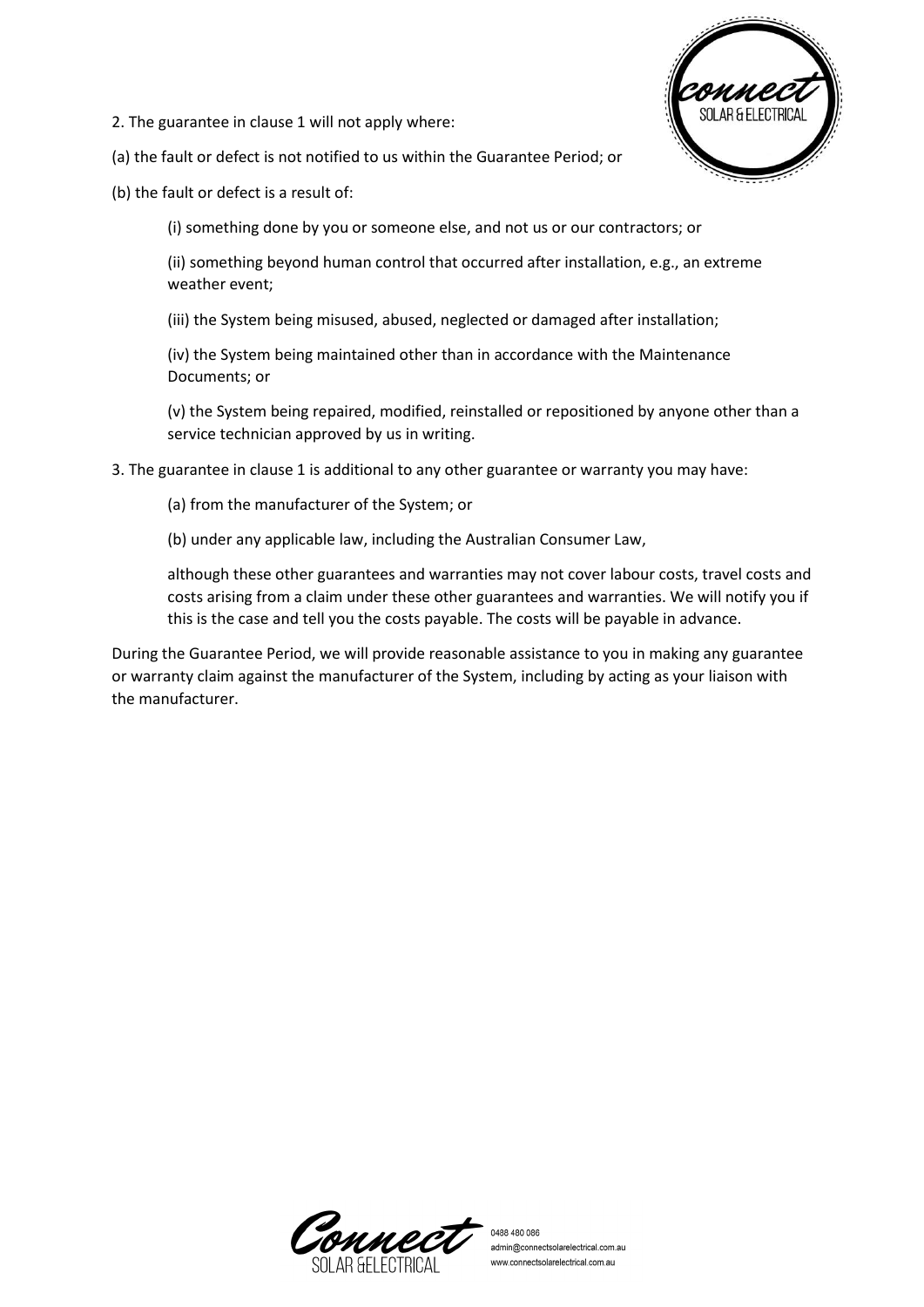2. The guarantee in clause 1 will not apply where:

(a) the fault or defect is not notified to us within the Guarantee Period; or

(b) the fault or defect is a result of:

(i) something done by you or someone else, and not us or our contractors; or

(ii) something beyond human control that occurred after installation, e.g., an extreme weather event;

(iii) the System being misused, abused, neglected or damaged after installation;

(iv) the System being maintained other than in accordance with the Maintenance Documents; or

(v) the System being repaired, modified, reinstalled or repositioned by anyone other than a service technician approved by us in writing.

3. The guarantee in clause 1 is additional to any other guarantee or warranty you may have:

(a) from the manufacturer of the System; or

(b) under any applicable law, including the Australian Consumer Law,

although these other guarantees and warranties may not cover labour costs, travel costs and costs arising from a claim under these other guarantees and warranties. We will notify you if this is the case and tell you the costs payable. The costs will be payable in advance.

During the Guarantee Period, we will provide reasonable assistance to you in making any guarantee or warranty claim against the manufacturer of the System, including by acting as your liaison with the manufacturer.